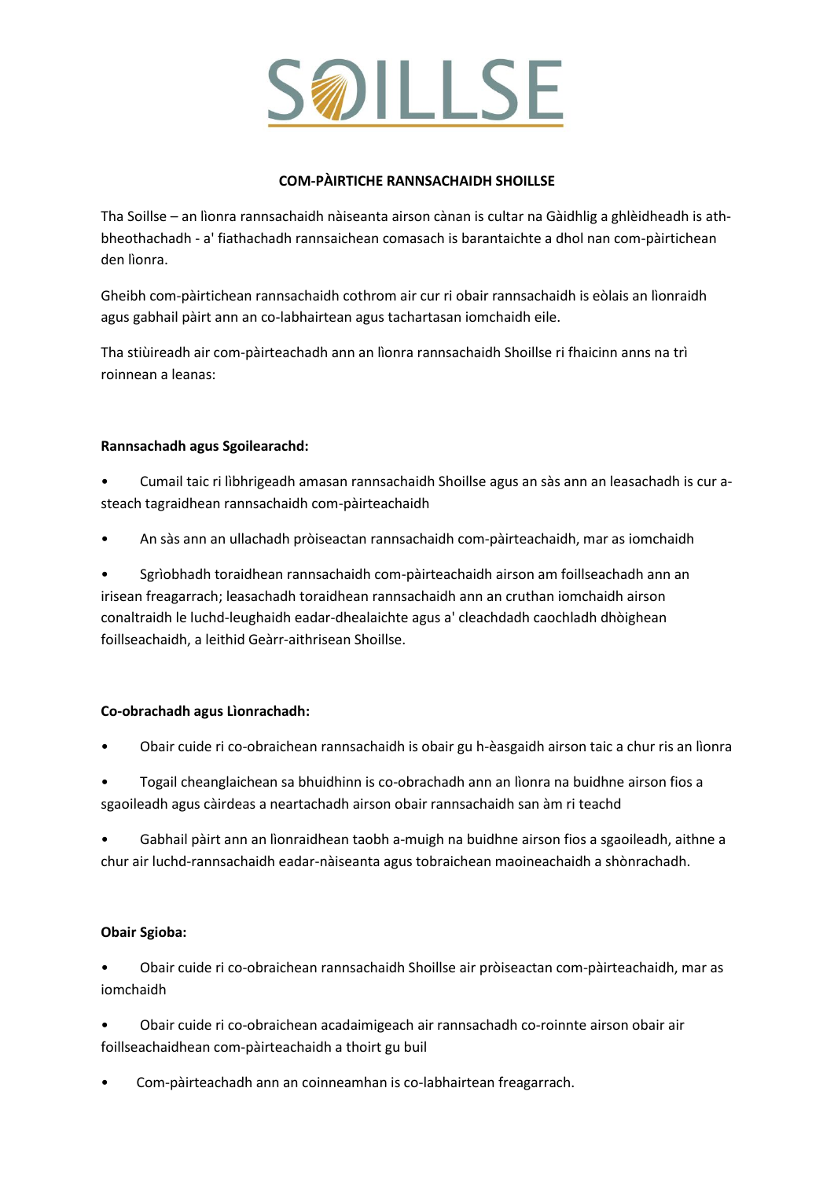# SOILLSE

**COM-PÀIRTICHE RANNSACHAIDH SHOILLSE**

Tha Soillse – an lìonra rannsachaidh nàiseanta airson cànan is cultar na Gàidhlig a ghlèidheadh is ath-bheothachadh - a' fiathachadh rannsaichean comasach is barantaichte a dhol nan com-pàirtichean den lìonra.

Gheibh com-pàirtichean rannsachaidh cothrom air cur ri obair rannsachaidh is eòlais an lìonraidh agus gabhail pàirt ann an co-labhairtean agus tachartasan iomchaidh eile.

Tha stiùireadh air com-pàirteachadh ann an lìonra rannsachaidh Shoillse ri fhaicinn anns na trì roinnean a leanas:

**Rannsachadh agus Sgoilearachd:**

- Cumail taic ri lìbhrigeadh amasan rannsachaidh Shoillse agus an sàs ann an leasachadh is cur a-steach tagraidhean rannsachaidh com-pàirteachaidh
- An sàs ann an ullachadh pròiseactan rannsachaidh com-pàirteachaidh, mar as iomchaidh
- Sgrìobhadh toraidhean rannsachaidh com-pàirteachaidh airson am foillseachadh ann an irisean freagarrach; leasachadh toraidhean rannsachaidh ann an cruthan iomchaidh airson conaltraidh le luchd-leughaidh eadar-dhealaichte agus a' cleachdadh caochladh dhòighean foillseachaidh, a leithid Geàrr-aithrisean Shoillse.

**Co-obrachadh agus Lìonrachadh:**

- Obair cuide ri co-obraichean rannsachaidh is obair gu h-èasgaidh airson taic a chur ris an lìonra
- Togail cheanglaichean sa bhuidhinn is co-obrachadh ann an lìonra na buidhne airson fios a sgaoileadh agus càirdeas a neartachadh airson obair rannsachaidh san àm ri teachd
- Gabhail pàirt ann an lìonraidhean taobh a-muigh na buidhne airson fios a sgaoileadh, aithne a chur air luchd-rannsachaidh eadar-nàiseanta agus tobraichean maoineachaidh a shònrachadh.

**Obair Sgioba:**

- Obair cuide ri co-obraichean rannsachaidh Shoillse air pròiseactan com-pàirteachaidh, mar as iomchaidh
- Obair cuide ri co-obraichean acadaimigeach air rannsachadh co-roinnte airson obair air foillseachaidhean com-pàirteachaidh a thoirt gu buil
- Com-pàirteachadh ann an coinneamhan is co-labhairtean freagarrach.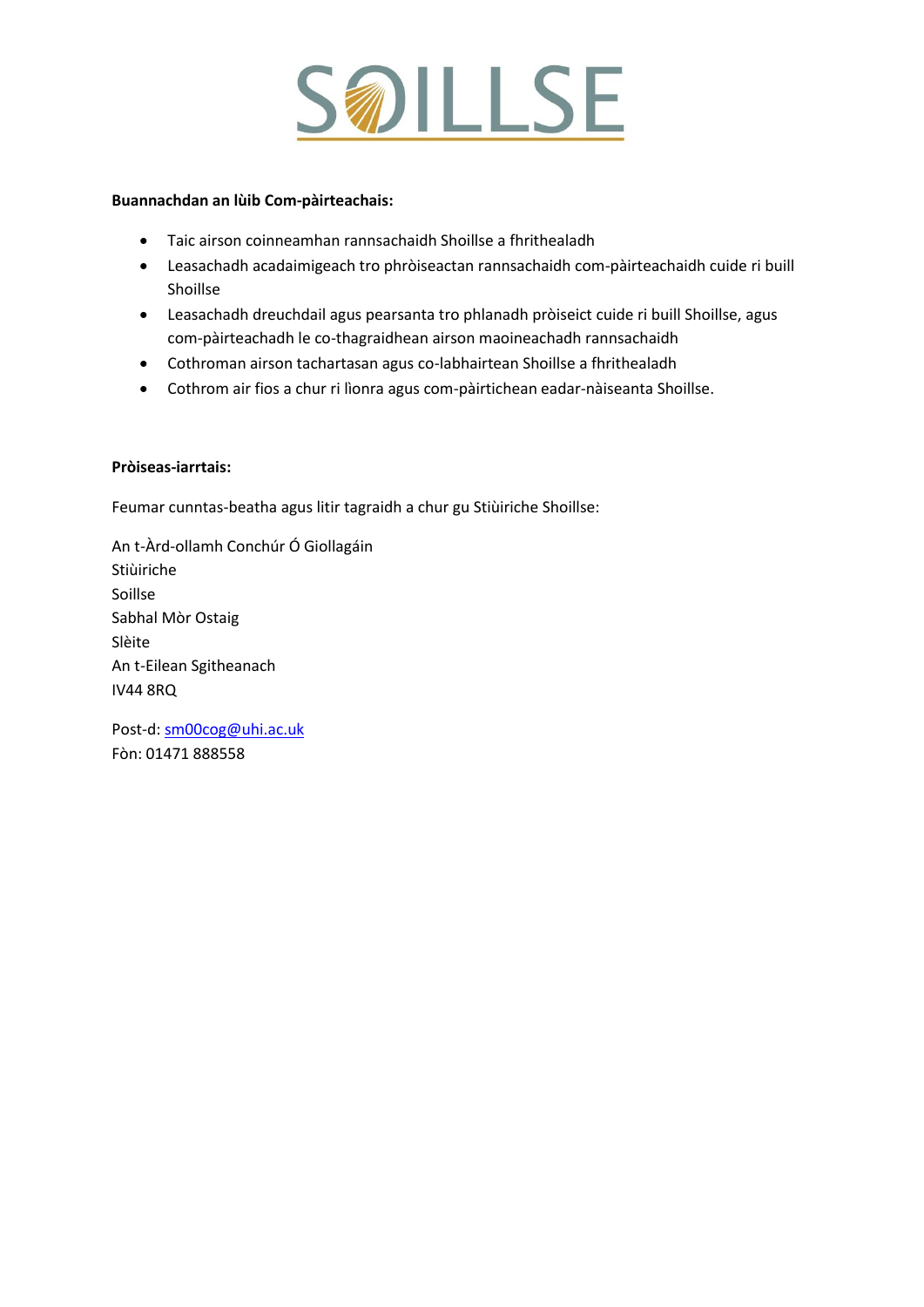SOILLSE

**Buannachdan an lùib Com-pàirteachais:**

- Taic airson coinneamhan rannsachaidh Shoillse a fhrithealadh
- Leasachadh acadaimigeach tro phròiseactan rannsachaidh com-pàirteachaidh cuide ri buill Shoillse
- Leasachadh dreuchdail agus pearsanta tro phlanadh pròiseict cuide ri buill Shoillse, agus com-pàirteachadh le co-thagraidhean airson maoineachadh rannsachaidh
- Cothroman airson tachartasan agus co-labhairtean Shoillse a fhrithealadh
- Cothrom air fios a chur ri lìonra agus com-pàirtichean eadar-nàiseanta Shoillse.

**Pròiseas-iarrtais:**

Feumar cunntas-beatha agus litir tagraidh a chur gu Stiùiriche Shoillse:

An t-Àrd-ollamh Conchúr Ó Giollagáin
Stiùiriche
Soillse
Sabhal Mòr Ostaig
Slèite
An t-Eilean Sgitheanach
IV44 8RQ

Post-d: sm00cog@uhi.ac.uk
Fòn: 01471 888558